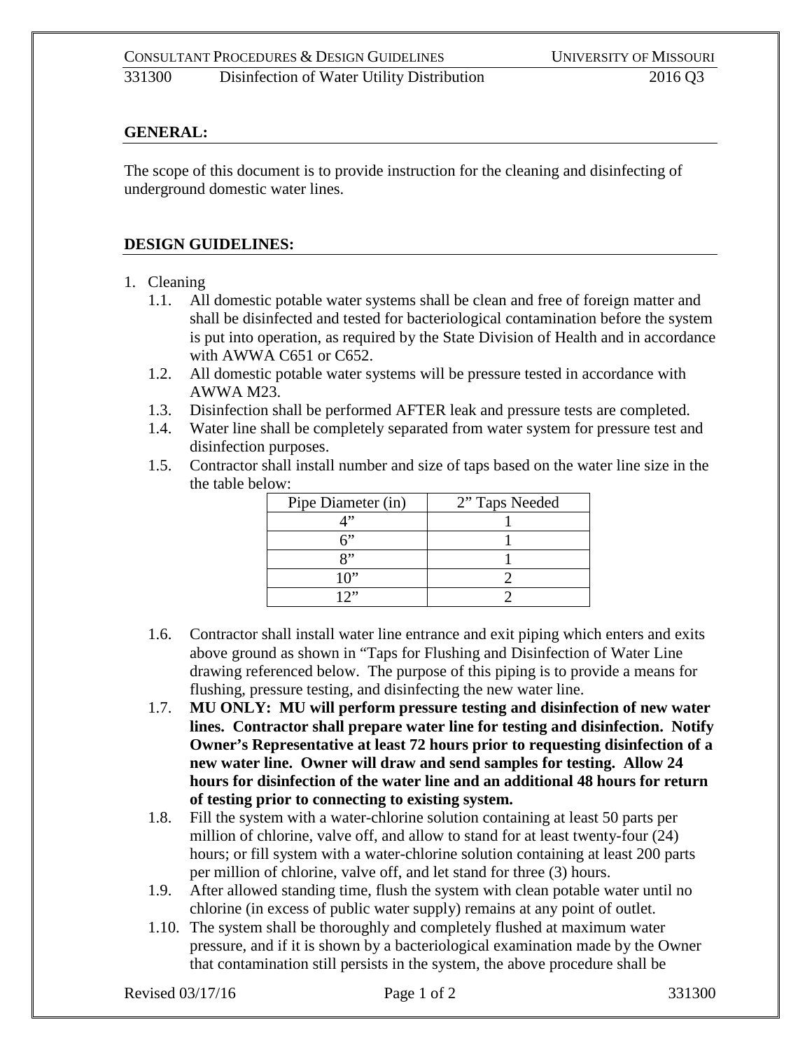## GENERAL:

The scope of this document is to provide instruction for the cleaning and disinfecting of underground domestic water lines.

## DESIGN GUIDELINES:

1. Cleaning
   - 1.1. All domestic potable water systems shall be clean and free of foreign matter and shall be disinfected and tested for bacteriological contamination before the system is put into operation, as required by the State Division of Health and in accordance with AWWA C651 or C652.
   - 1.2. All domestic potable water systems will be pressure tested in accordance with AWWA M23.
   - 1.3. Disinfection shall be performed AFTER leak and pressure tests are completed.
   - 1.4. Water line shall be completely separated from water system for pressure test and disinfection purposes.
   - 1.5. Contractor shall install number and size of taps based on the water line size in the the table below:

| Pipe Diameter (in) | 2" Taps Needed |
|---|---|
| 4" | 1 |
| 6" | 1 |
| 8" | 1 |
| 10" | 2 |
| 12" | 2 |

   - 1.6. Contractor shall install water line entrance and exit piping which enters and exits above ground as shown in "Taps for Flushing and Disinfection of Water Line drawing referenced below. The purpose of this piping is to provide a means for flushing, pressure testing, and disinfecting the new water line.
   - 1.7. **MU ONLY: MU will perform pressure testing and disinfection of new water lines. Contractor shall prepare water line for testing and disinfection. Notify Owner's Representative at least 72 hours prior to requesting disinfection of a new water line. Owner will draw and send samples for testing. Allow 24 hours for disinfection of the water line and an additional 48 hours for return of testing prior to connecting to existing system.**
   - 1.8. Fill the system with a water-chlorine solution containing at least 50 parts per million of chlorine, valve off, and allow to stand for at least twenty-four (24) hours; or fill system with a water-chlorine solution containing at least 200 parts per million of chlorine, valve off, and let stand for three (3) hours.
   - 1.9. After allowed standing time, flush the system with clean potable water until no chlorine (in excess of public water supply) remains at any point of outlet.
   - 1.10. The system shall be thoroughly and completely flushed at maximum water pressure, and if it is shown by a bacteriological examination made by the Owner that contamination still persists in the system, the above procedure shall be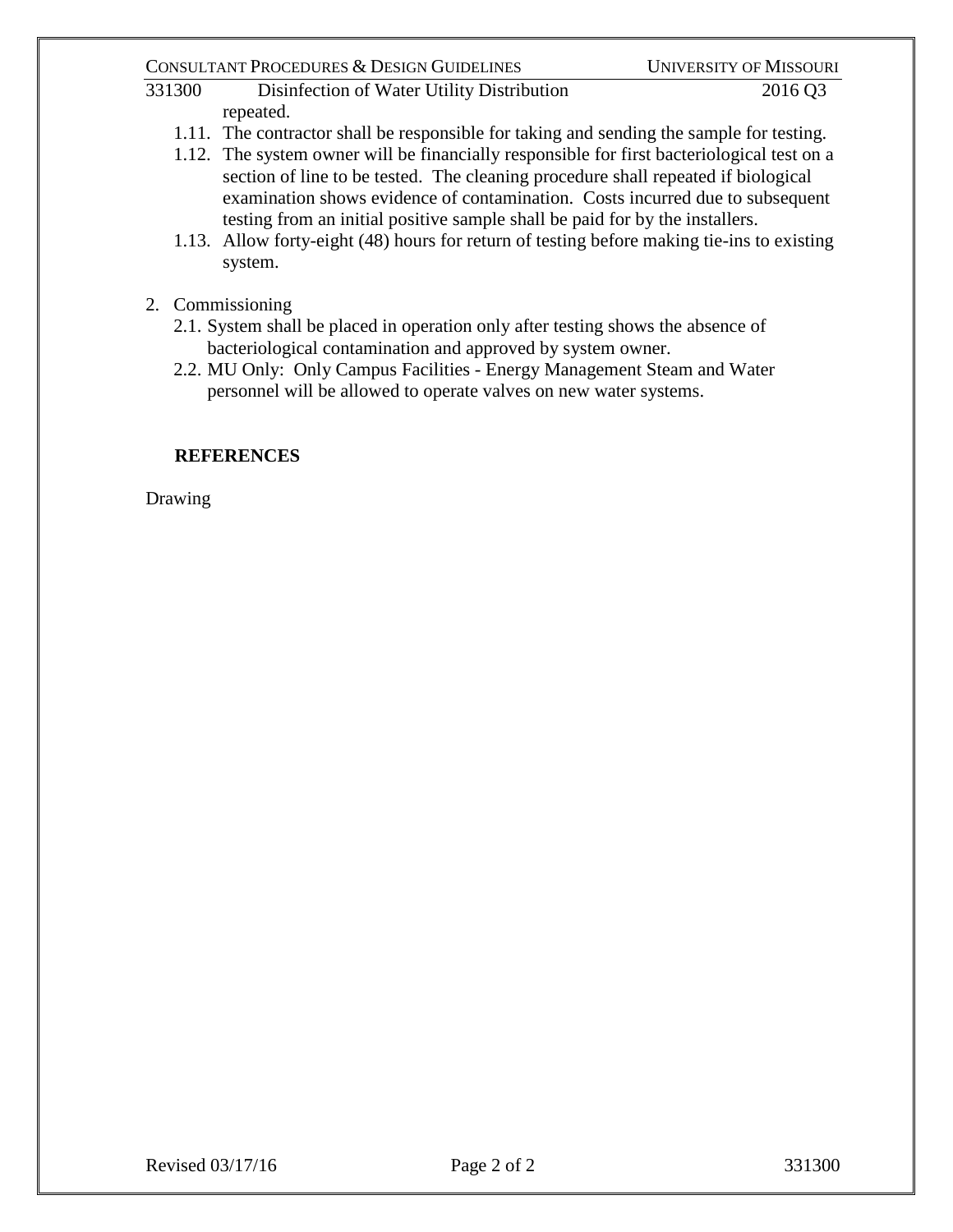repeated.

1.11. The contractor shall be responsible for taking and sending the sample for testing.

1.12. The system owner will be financially responsible for first bacteriological test on a section of line to be tested. The cleaning procedure shall repeated if biological examination shows evidence of contamination. Costs incurred due to subsequent testing from an initial positive sample shall be paid for by the installers.

1.13. Allow forty-eight (48) hours for return of testing before making tie-ins to existing system.

2. Commissioning

   2.1. System shall be placed in operation only after testing shows the absence of bacteriological contamination and approved by system owner.

   2.2. MU Only: Only Campus Facilities - Energy Management Steam and Water personnel will be allowed to operate valves on new water systems.

**REFERENCES**

Drawing